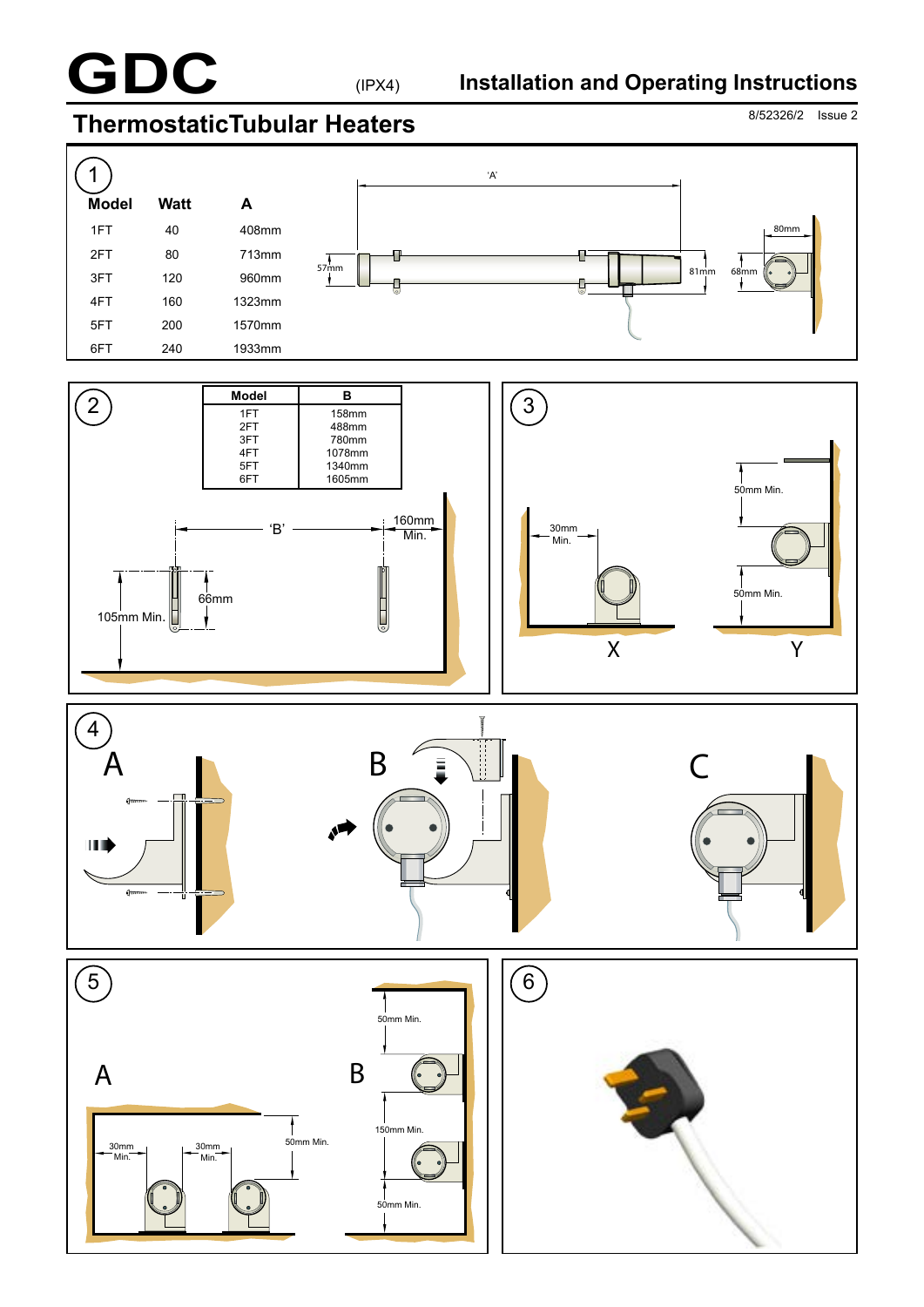# GDC

(IPX4) **Installation and Operating Instructions**

## ThermostaticTubular Heaters

8/52326/2 Issue 2

### 1

| Model | Watt | A |
|---|---|---|
| 1FT | 40 | 408mm |
| 2FT | 80 | 713mm |
| 3FT | 120 | 960mm |
| 4FT | 160 | 1323mm |
| 5FT | 200 | 1570mm |
| 6FT | 240 | 1933mm |

'A'

57mm

81mm

68mm

80mm

### 2

| Model | B |
|---|---|
| 1FT | 158mm |
| 2FT | 488mm |
| 3FT | 780mm |
| 4FT | 1078mm |
| 5FT | 1340mm |
| 6FT | 1605mm |

'B'

160mm Min.

66mm

105mm Min.

### 3

30mm Min.

50mm Min.

50mm Min.

X

Y

### 4

A

B

C

### 5

A

30mm Min.

30mm Min.

50mm Min.

B

50mm Min.

150mm Min.

50mm Min.

### 6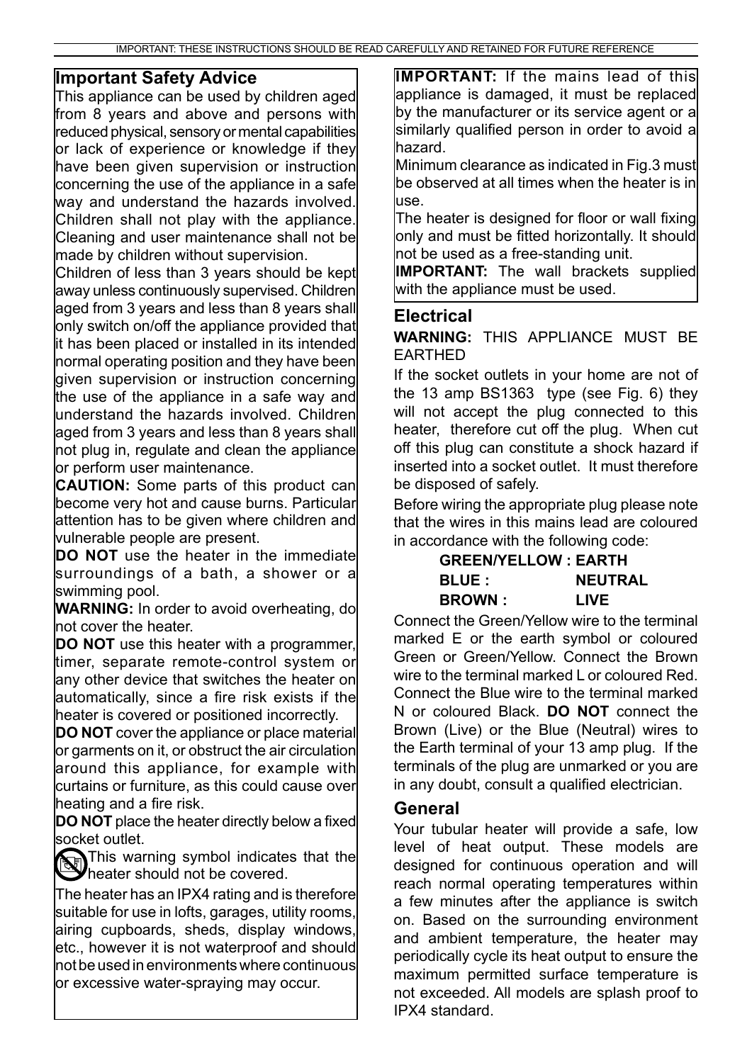## Important Safety Advice

This appliance can be used by children aged from 8 years and above and persons with reduced physical, sensory or mental capabilities or lack of experience or knowledge if they have been given supervision or instruction concerning the use of the appliance in a safe way and understand the hazards involved. Children shall not play with the appliance. Cleaning and user maintenance shall not be made by children without supervision.

Children of less than 3 years should be kept away unless continuously supervised. Children aged from 3 years and less than 8 years shall only switch on/off the appliance provided that it has been placed or installed in its intended normal operating position and they have been given supervision or instruction concerning the use of the appliance in a safe way and understand the hazards involved. Children aged from 3 years and less than 8 years shall not plug in, regulate and clean the appliance or perform user maintenance.

**CAUTION:** Some parts of this product can become very hot and cause burns. Particular attention has to be given where children and vulnerable people are present.

**DO NOT** use the heater in the immediate surroundings of a bath, a shower or a swimming pool.

**WARNING:** In order to avoid overheating, do not cover the heater.

**DO NOT** use this heater with a programmer, timer, separate remote-control system or any other device that switches the heater on automatically, since a fire risk exists if the heater is covered or positioned incorrectly.

**DO NOT** cover the appliance or place material or garments on it, or obstruct the air circulation around this appliance, for example with curtains or furniture, as this could cause over heating and a fire risk.

**DO NOT** place the heater directly below a fixed socket outlet.

This warning symbol indicates that the heater should not be covered.

The heater has an IPX4 rating and is therefore suitable for use in lofts, garages, utility rooms, airing cupboards, sheds, display windows, etc., however it is not waterproof and should not be used in environments where continuous or excessive water-spraying may occur.

**IMPORTANT:** If the mains lead of this appliance is damaged, it must be replaced by the manufacturer or its service agent or a similarly qualified person in order to avoid a hazard.

Minimum clearance as indicated in Fig.3 must be observed at all times when the heater is in use.

The heater is designed for floor or wall fixing only and must be fitted horizontally. It should not be used as a free-standing unit.

**IMPORTANT:** The wall brackets supplied with the appliance must be used.

## Electrical

**WARNING:** THIS APPLIANCE MUST BE EARTHED

If the socket outlets in your home are not of the 13 amp BS1363 type (see Fig. 6) they will not accept the plug connected to this heater, therefore cut off the plug. When cut off this plug can constitute a shock hazard if inserted into a socket outlet. It must therefore be disposed of safely.

Before wiring the appropriate plug please note that the wires in this mains lead are coloured in accordance with the following code:

**GREEN/YELLOW : EARTH**
**BLUE : NEUTRAL**
**BROWN : LIVE**

Connect the Green/Yellow wire to the terminal marked E or the earth symbol or coloured Green or Green/Yellow. Connect the Brown wire to the terminal marked L or coloured Red. Connect the Blue wire to the terminal marked N or coloured Black. **DO NOT** connect the Brown (Live) or the Blue (Neutral) wires to the Earth terminal of your 13 amp plug. If the terminals of the plug are unmarked or you are in any doubt, consult a qualified electrician.

## General

Your tubular heater will provide a safe, low level of heat output. These models are designed for continuous operation and will reach normal operating temperatures within a few minutes after the appliance is switch on. Based on the surrounding environment and ambient temperature, the heater may periodically cycle its heat output to ensure the maximum permitted surface temperature is not exceeded. All models are splash proof to IPX4 standard.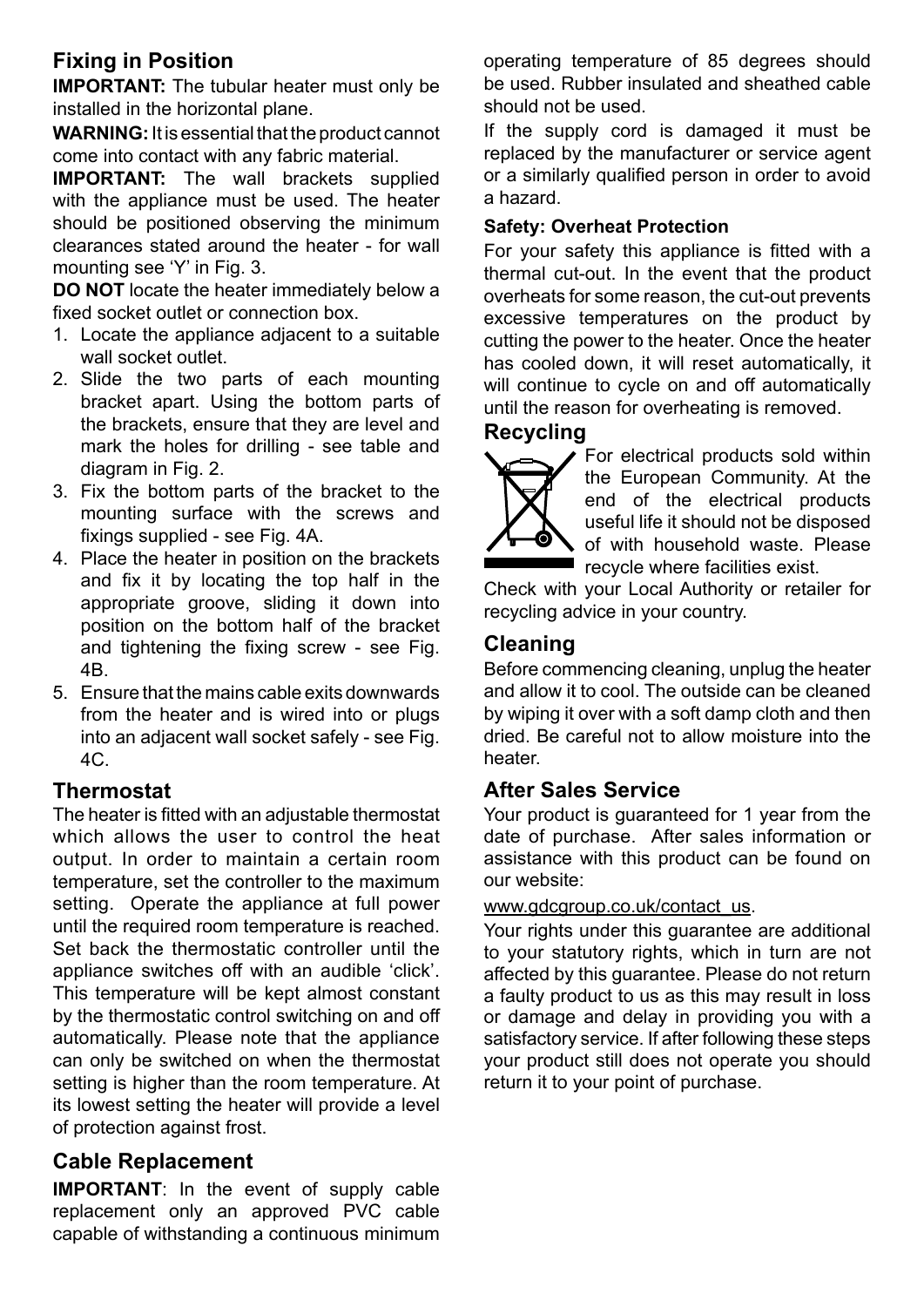## Fixing in Position

**IMPORTANT:** The tubular heater must only be installed in the horizontal plane.

**WARNING:** It is essential that the product cannot come into contact with any fabric material.

**IMPORTANT:** The wall brackets supplied with the appliance must be used. The heater should be positioned observing the minimum clearances stated around the heater - for wall mounting see 'Y' in Fig. 3.

**DO NOT** locate the heater immediately below a fixed socket outlet or connection box.

1. Locate the appliance adjacent to a suitable wall socket outlet.
2. Slide the two parts of each mounting bracket apart. Using the bottom parts of the brackets, ensure that they are level and mark the holes for drilling - see table and diagram in Fig. 2.
3. Fix the bottom parts of the bracket to the mounting surface with the screws and fixings supplied - see Fig. 4A.
4. Place the heater in position on the brackets and fix it by locating the top half in the appropriate groove, sliding it down into position on the bottom half of the bracket and tightening the fixing screw - see Fig. 4B.
5. Ensure that the mains cable exits downwards from the heater and is wired into or plugs into an adjacent wall socket safely - see Fig. 4C.

## Thermostat

The heater is fitted with an adjustable thermostat which allows the user to control the heat output. In order to maintain a certain room temperature, set the controller to the maximum setting. Operate the appliance at full power until the required room temperature is reached. Set back the thermostatic controller until the appliance switches off with an audible 'click'. This temperature will be kept almost constant by the thermostatic control switching on and off automatically. Please note that the appliance can only be switched on when the thermostat setting is higher than the room temperature. At its lowest setting the heater will provide a level of protection against frost.

## Cable Replacement

**IMPORTANT**: In the event of supply cable replacement only an approved PVC cable capable of withstanding a continuous minimum operating temperature of 85 degrees should be used. Rubber insulated and sheathed cable should not be used.

If the supply cord is damaged it must be replaced by the manufacturer or service agent or a similarly qualified person in order to avoid a hazard.

### Safety: Overheat Protection

For your safety this appliance is fitted with a thermal cut-out. In the event that the product overheats for some reason, the cut-out prevents excessive temperatures on the product by cutting the power to the heater. Once the heater has cooled down, it will reset automatically, it will continue to cycle on and off automatically until the reason for overheating is removed.

## Recycling

For electrical products sold within the European Community. At the end of the electrical products useful life it should not be disposed of with household waste. Please recycle where facilities exist.

Check with your Local Authority or retailer for recycling advice in your country.

## Cleaning

Before commencing cleaning, unplug the heater and allow it to cool. The outside can be cleaned by wiping it over with a soft damp cloth and then dried. Be careful not to allow moisture into the heater.

## After Sales Service

Your product is guaranteed for 1 year from the date of purchase. After sales information or assistance with this product can be found on our website:

www.gdcgroup.co.uk/contact_us.

Your rights under this guarantee are additional to your statutory rights, which in turn are not affected by this guarantee. Please do not return a faulty product to us as this may result in loss or damage and delay in providing you with a satisfactory service. If after following these steps your product still does not operate you should return it to your point of purchase.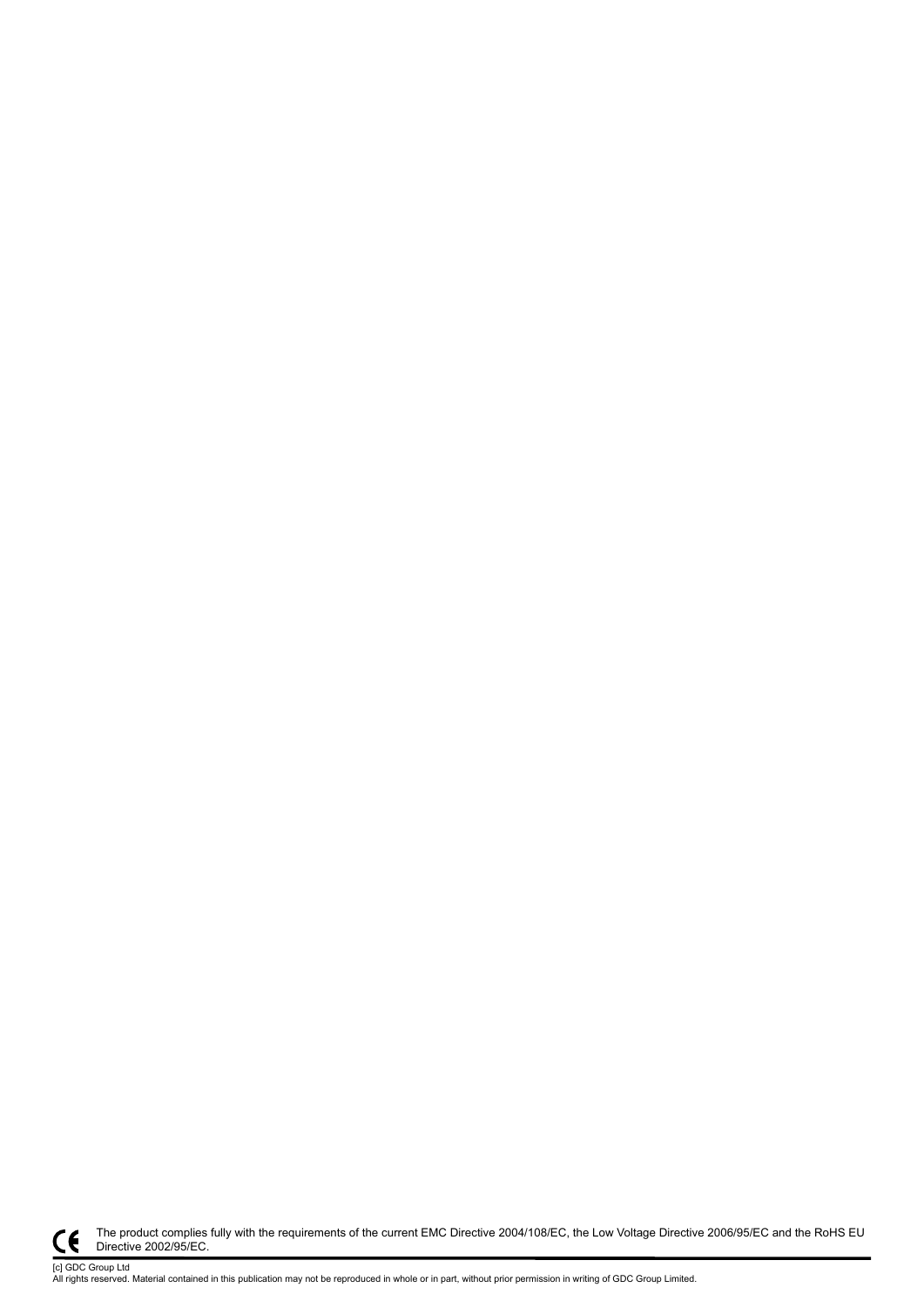CE The product complies fully with the requirements of the current EMC Directive 2004/108/EC, the Low Voltage Directive 2006/95/EC and the RoHS EU Directive 2002/95/EC.

[c] GDC Group Ltd
All rights reserved. Material contained in this publication may not be reproduced in whole or in part, without prior permission in writing of GDC Group Limited.